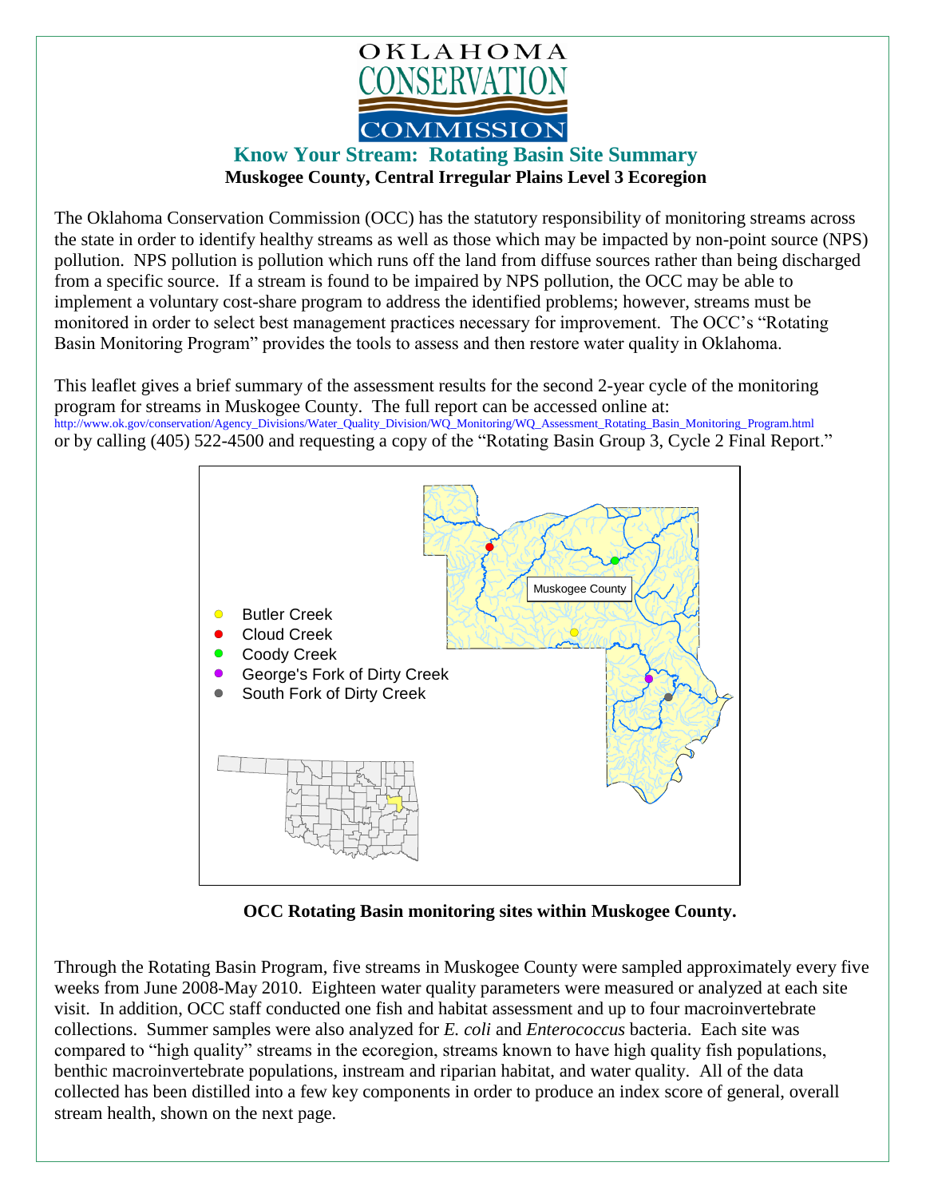OKLAHOMA CONSERVATION COMMISSION

# Know Your Stream: Rotating Basin Site Summary

**Muskogee County, Central Irregular Plains Level 3 Ecoregion**

The Oklahoma Conservation Commission (OCC) has the statutory responsibility of monitoring streams across the state in order to identify healthy streams as well as those which may be impacted by non-point source (NPS) pollution. NPS pollution is pollution which runs off the land from diffuse sources rather than being discharged from a specific source. If a stream is found to be impaired by NPS pollution, the OCC may be able to implement a voluntary cost-share program to address the identified problems; however, streams must be monitored in order to select best management practices necessary for improvement. The OCC's "Rotating Basin Monitoring Program" provides the tools to assess and then restore water quality in Oklahoma.

This leaflet gives a brief summary of the assessment results for the second 2-year cycle of the monitoring program for streams in Muskogee County. The full report can be accessed online at:
http://www.ok.gov/conservation/Agency_Divisions/Water_Quality_Division/WQ_Monitoring/WQ_Assessment_Rotating_Basin_Monitoring_Program.html
or by calling (405) 522-4500 and requesting a copy of the "Rotating Basin Group 3, Cycle 2 Final Report."

- Butler Creek
- Cloud Creek
- Coody Creek
- George's Fork of Dirty Creek
- South Fork of Dirty Creek

Muskogee County

**OCC Rotating Basin monitoring sites within Muskogee County.**

Through the Rotating Basin Program, five streams in Muskogee County were sampled approximately every five weeks from June 2008-May 2010. Eighteen water quality parameters were measured or analyzed at each site visit. In addition, OCC staff conducted one fish and habitat assessment and up to four macroinvertebrate collections. Summer samples were also analyzed for *E. coli* and *Enterococcus* bacteria. Each site was compared to "high quality" streams in the ecoregion, streams known to have high quality fish populations, benthic macroinvertebrate populations, instream and riparian habitat, and water quality. All of the data collected has been distilled into a few key components in order to produce an index score of general, overall stream health, shown on the next page.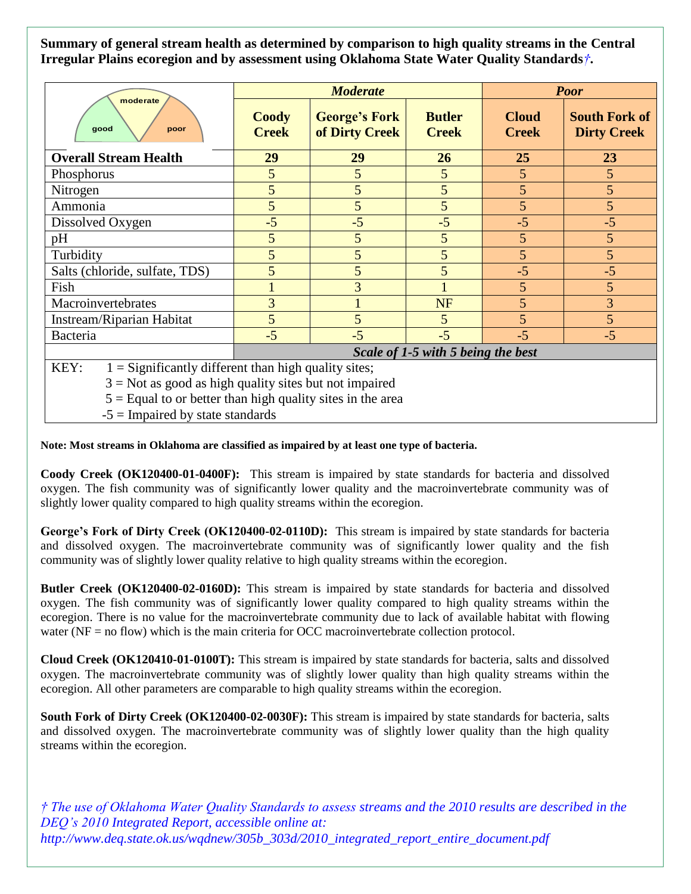**Summary of general stream health as determined by comparison to high quality streams in the Central Irregular Plains ecoregion and by assessment using Oklahoma State Water Quality Standards*†*.**

| good / moderate / poor | *Moderate* | | | *Poor* | |
|---|---|---|---|---|---|
| | **Coody Creek** | **George's Fork of Dirty Creek** | **Butler Creek** | **Cloud Creek** | **South Fork of Dirty Creek** |
| **Overall Stream Health** | **29** | **29** | **26** | **25** | **23** |
| Phosphorus | 5 | 5 | 5 | 5 | 5 |
| Nitrogen | 5 | 5 | 5 | 5 | 5 |
| Ammonia | 5 | 5 | 5 | 5 | 5 |
| Dissolved Oxygen | -5 | -5 | -5 | -5 | -5 |
| pH | 5 | 5 | 5 | 5 | 5 |
| Turbidity | 5 | 5 | 5 | 5 | 5 |
| Salts (chloride, sulfate, TDS) | 5 | 5 | 5 | -5 | -5 |
| Fish | 1 | 3 | 1 | 5 | 5 |
| Macroinvertebrates | 3 | 1 | NF | 5 | 3 |
| Instream/Riparian Habitat | 5 | 5 | 5 | 5 | 5 |
| Bacteria | -5 | -5 | -5 | -5 | -5 |
| | *Scale of 1-5 with 5 being the best* | | | | |

KEY: 1 = Significantly different than high quality sites;
3 = Not as good as high quality sites but not impaired
5 = Equal to or better than high quality sites in the area
-5 = Impaired by state standards

**Note: Most streams in Oklahoma are classified as impaired by at least one type of bacteria.**

**Coody Creek (OK120400-01-0400F):** This stream is impaired by state standards for bacteria and dissolved oxygen. The fish community was of significantly lower quality and the macroinvertebrate community was of slightly lower quality compared to high quality streams within the ecoregion.

**George's Fork of Dirty Creek (OK120400-02-0110D):** This stream is impaired by state standards for bacteria and dissolved oxygen. The macroinvertebrate community was of significantly lower quality and the fish community was of slightly lower quality relative to high quality streams within the ecoregion.

**Butler Creek (OK120400-02-0160D):** This stream is impaired by state standards for bacteria and dissolved oxygen. The fish community was of significantly lower quality compared to high quality streams within the ecoregion. There is no value for the macroinvertebrate community due to lack of available habitat with flowing water (NF = no flow) which is the main criteria for OCC macroinvertebrate collection protocol.

**Cloud Creek (OK120410-01-0100T):** This stream is impaired by state standards for bacteria, salts and dissolved oxygen. The macroinvertebrate community was of slightly lower quality than high quality streams within the ecoregion. All other parameters are comparable to high quality streams within the ecoregion.

**South Fork of Dirty Creek (OK120400-02-0030F):** This stream is impaired by state standards for bacteria, salts and dissolved oxygen. The macroinvertebrate community was of slightly lower quality than the high quality streams within the ecoregion.

*† The use of Oklahoma Water Quality Standards to assess streams and the 2010 results are described in the DEQ's 2010 Integrated Report, accessible online at: http://www.deq.state.ok.us/wqdnew/305b_303d/2010_integrated_report_entire_document.pdf*